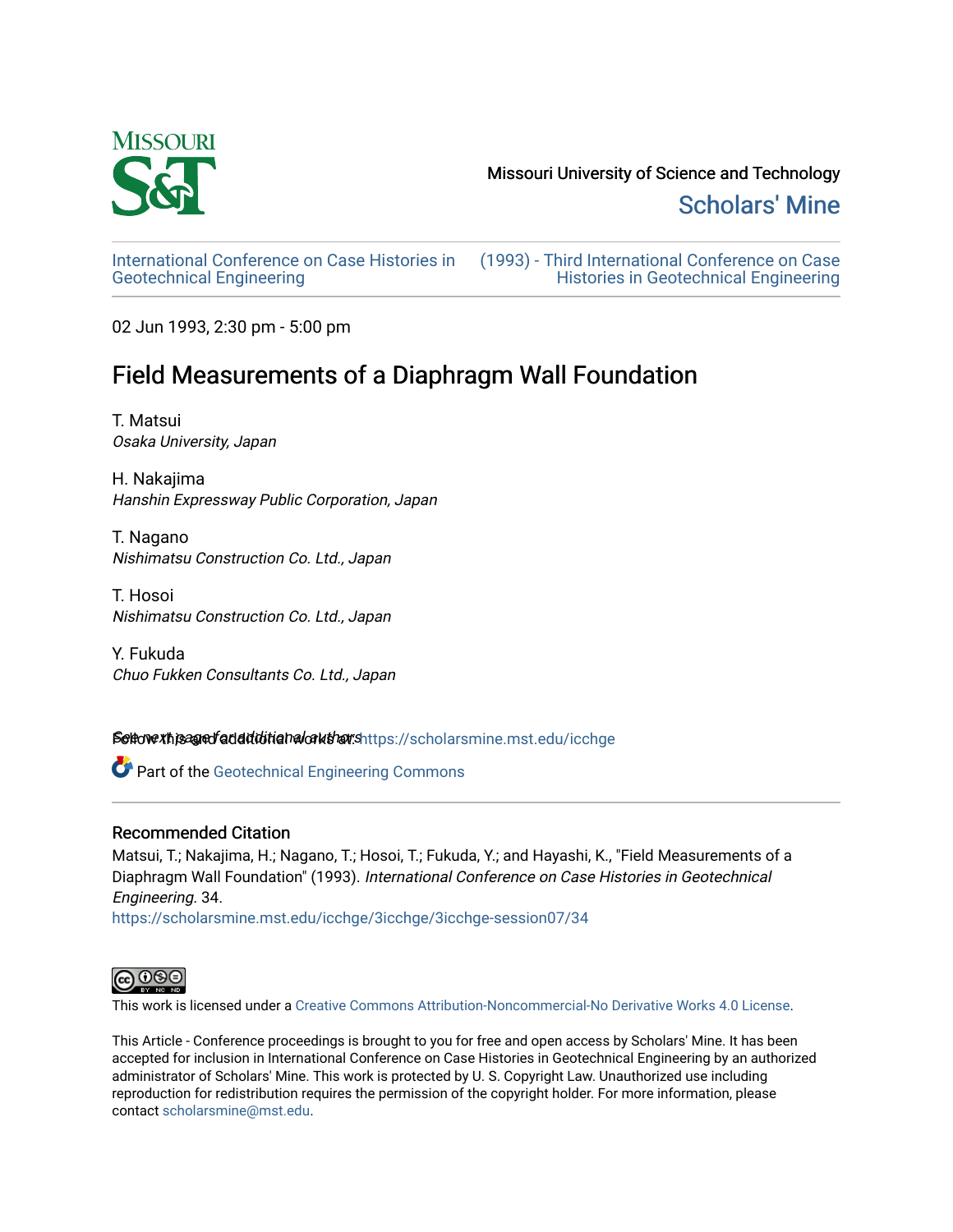Missouri University of Science and Technology

Scholars' Mine

International Conference on Case Histories in Geotechnical Engineering

(1993) - Third International Conference on Case Histories in Geotechnical Engineering

02 Jun 1993, 2:30 pm - 5:00 pm

# Field Measurements of a Diaphragm Wall Foundation

T. Matsui
*Osaka University, Japan*

H. Nakajima
*Hanshin Expressway Public Corporation, Japan*

T. Nagano
*Nishimatsu Construction Co. Ltd., Japan*

T. Hosoi
*Nishimatsu Construction Co. Ltd., Japan*

Y. Fukuda
*Chuo Fukken Consultants Co. Ltd., Japan*

See next page for additional authors

Follow this and additional works at: https://scholarsmine.mst.edu/icchge

Part of the Geotechnical Engineering Commons

## Recommended Citation

Matsui, T.; Nakajima, H.; Nagano, T.; Hosoi, T.; Fukuda, Y.; and Hayashi, K., "Field Measurements of a Diaphragm Wall Foundation" (1993). *International Conference on Case Histories in Geotechnical Engineering*. 34.
https://scholarsmine.mst.edu/icchge/3icchge/3icchge-session07/34

This work is licensed under a Creative Commons Attribution-Noncommercial-No Derivative Works 4.0 License.

This Article - Conference proceedings is brought to you for free and open access by Scholars' Mine. It has been accepted for inclusion in International Conference on Case Histories in Geotechnical Engineering by an authorized administrator of Scholars' Mine. This work is protected by U. S. Copyright Law. Unauthorized use including reproduction for redistribution requires the permission of the copyright holder. For more information, please contact scholarsmine@mst.edu.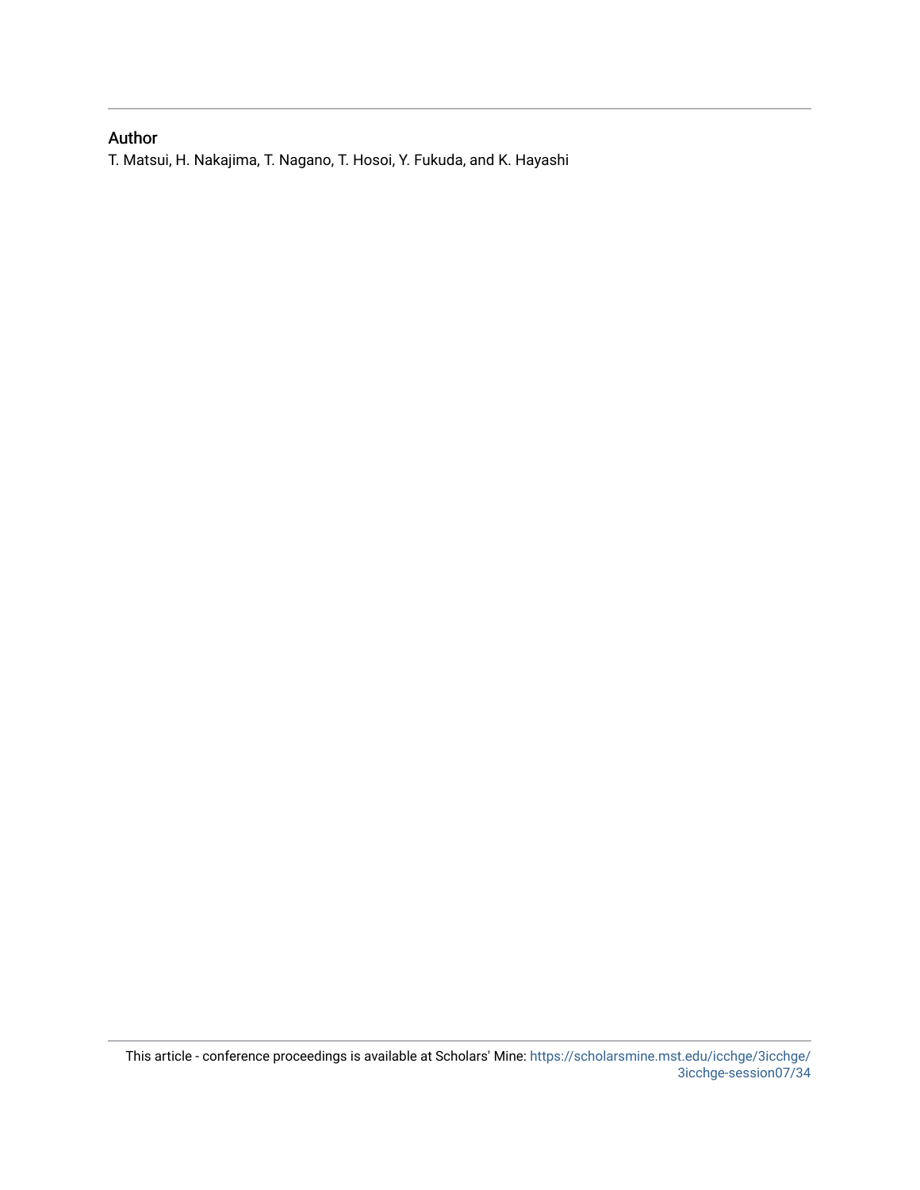## Author

T. Matsui, H. Nakajima, T. Nagano, T. Hosoi, Y. Fukuda, and K. Hayashi

This article - conference proceedings is available at Scholars' Mine: https://scholarsmine.mst.edu/icchge/3icchge/3icchge-session07/34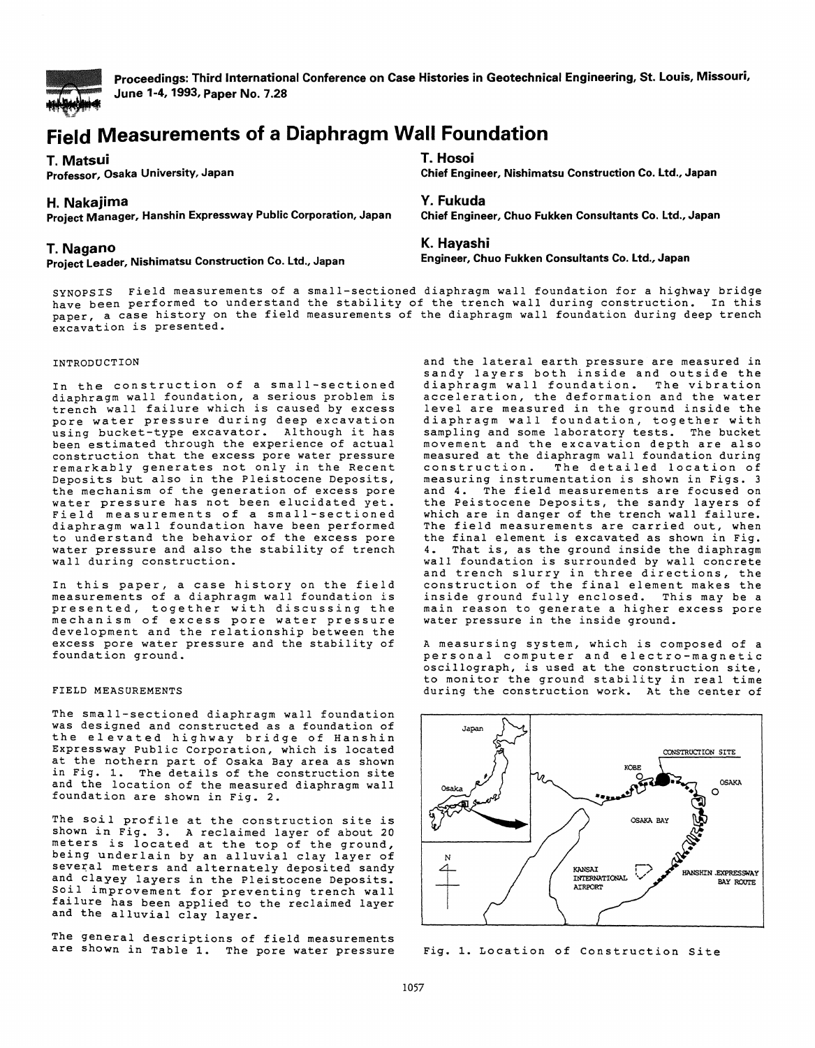Proceedings: Third International Conference on Case Histories in Geotechnical Engineering, St. Louis, Missouri, June 1-4, 1993, Paper No. 7.28

# Field Measurements of a Diaphragm Wall Foundation

**T. Matsui**
Professor, Osaka University, Japan

**T. Hosoi**
Chief Engineer, Nishimatsu Construction Co. Ltd., Japan

**H. Nakajima**
Project Manager, Hanshin Expressway Public Corporation, Japan

**Y. Fukuda**
Chief Engineer, Chuo Fukken Consultants Co. Ltd., Japan

**T. Nagano**
Project Leader, Nishimatsu Construction Co. Ltd., Japan

**K. Hayashi**
Engineer, Chuo Fukken Consultants Co. Ltd., Japan

SYNOPSIS Field measurements of a small-sectioned diaphragm wall foundation for a highway bridge have been performed to understand the stability of the trench wall during construction. In this paper, a case history on the field measurements of the diaphragm wall foundation during deep trench excavation is presented.

## INTRODUCTION

In the construction of a small-sectioned diaphragm wall foundation, a serious problem is trench wall failure which is caused by excess pore water pressure during deep excavation using bucket-type excavator. Although it has been estimated through the experience of actual construction that the excess pore water pressure remarkably generates not only in the Recent Deposits but also in the Pleistocene Deposits, the mechanism of the generation of excess pore water pressure has not been elucidated yet. Field measurements of a small-sectioned diaphragm wall foundation have been performed to understand the behavior of the excess pore water pressure and also the stability of trench wall during construction.

In this paper, a case history on the field measurements of a diaphragm wall foundation is presented, together with discussing the mechanism of excess pore water pressure development and the relationship between the excess pore water pressure and the stability of foundation ground.

## FIELD MEASUREMENTS

The small-sectioned diaphragm wall foundation was designed and constructed as a foundation of the elevated highway bridge of Hanshin Expressway Public Corporation, which is located at the nothern part of Osaka Bay area as shown in Fig. 1. The details of the construction site and the location of the measured diaphragm wall foundation are shown in Fig. 2.

The soil profile at the construction site is shown in Fig. 3. A reclaimed layer of about 20 meters is located at the top of the ground, being underlain by an alluvial clay layer of several meters and alternately deposited sandy and clayey layers in the Pleistocene Deposits. Soil improvement for preventing trench wall failure has been applied to the reclaimed layer and the alluvial clay layer.

The general descriptions of field measurements are shown in Table 1. The pore water pressure and the lateral earth pressure are measured in sandy layers both inside and outside the diaphragm wall foundation. The vibration acceleration, the deformation and the water level are measured in the ground inside the diaphragm wall foundation, together with sampling and some laboratory tests. The bucket movement and the excavation depth are also measured at the diaphragm wall foundation during construction. The detailed location of measuring instrumentation is shown in Figs. 3 and 4. The field measurements are focused on the Peistocene Deposits, the sandy layers of which are in danger of the trench wall failure. The field measurements are carried out, when the final element is excavated as shown in Fig. 4. That is, as the ground inside the diaphragm wall foundation is surrounded by wall concrete and trench slurry in three directions, the construction of the final element makes the inside ground fully enclosed. This may be a main reason to generate a higher excess pore water pressure in the inside ground.

A measursing system, which is composed of a personal computer and electro-magnetic oscillograph, is used at the construction site, to monitor the ground stability in real time during the construction work. At the center of

Fig. 1. Location of Construction Site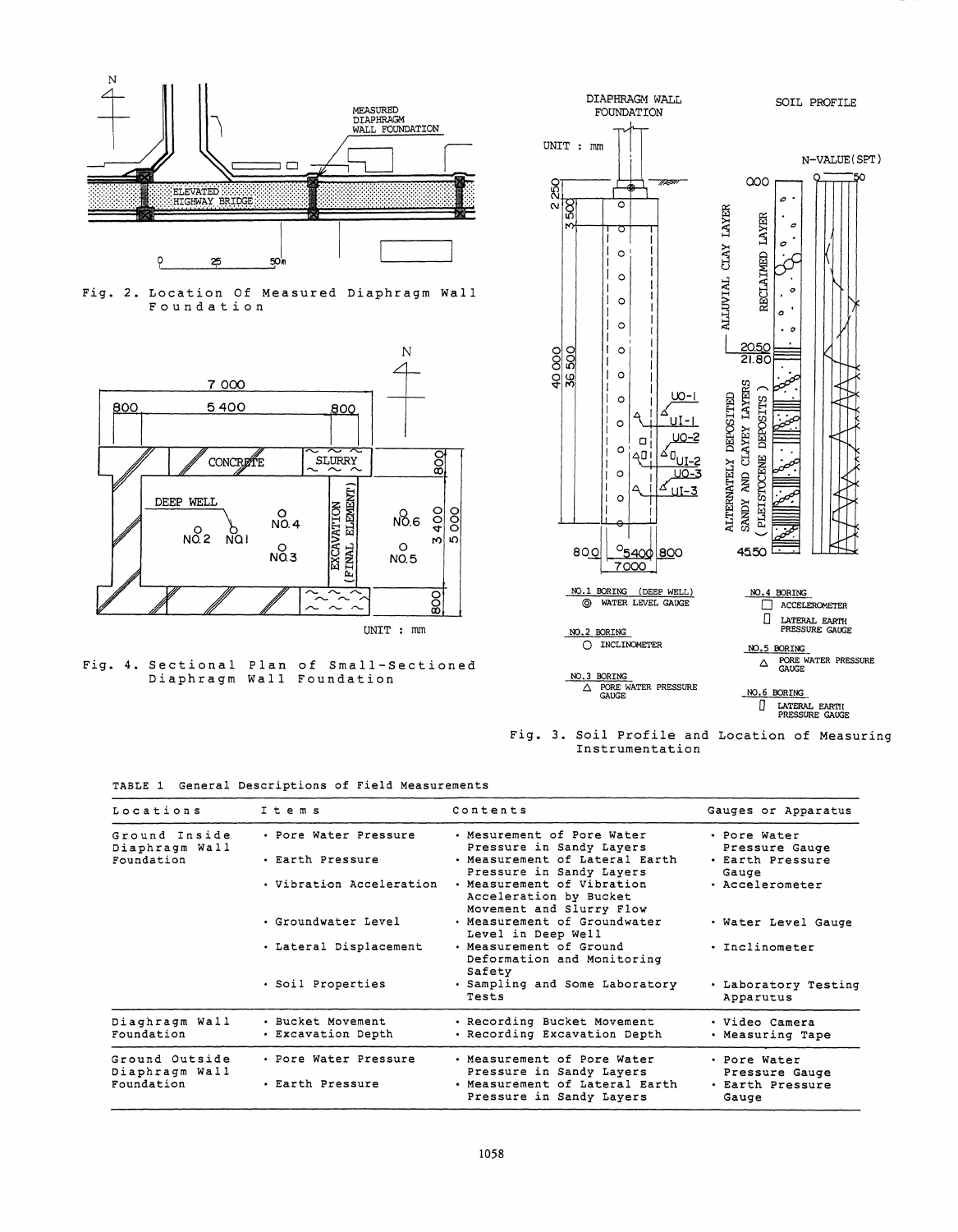Fig. 2. Location Of Measured Diaphragm Wall Foundation

Fig. 4. Sectional Plan of Small-Sectioned Diaphragm Wall Foundation

Fig. 3. Soil Profile and Location of Measuring Instrumentation

TABLE 1 General Descriptions of Field Measurements

| Locations | Items | Contents | Gauges or Apparatus |
|---|---|---|---|
| Ground Inside Diaphragm Wall Foundation | • Pore Water Pressure | • Mesurement of Pore Water Pressure in Sandy Layers | • Pore Water Pressure Gauge |
| | • Earth Pressure | • Measurement of Lateral Earth Pressure in Sandy Layers | • Earth Pressure Gauge |
| | • Vibration Acceleration | • Measurement of Vibration Acceleration by Bucket Movement and Slurry Flow | • Accelerometer |
| | • Groundwater Level | • Measurement of Groundwater Level in Deep Well | • Water Level Gauge |
| | • Lateral Displacement | • Measurement of Ground Deformation and Monitoring Safety | • Inclinometer |
| | • Soil Properties | • Sampling and Some Laboratory Tests | • Laboratory Testing Apparutus |
| Diaghragm Wall Foundation | • Bucket Movement | • Recording Bucket Movement | • Video Camera |
| | • Excavation Depth | • Recording Excavation Depth | • Measuring Tape |
| Ground Outside Diaphragm Wall Foundation | • Pore Water Pressure | • Measurement of Pore Water Pressure in Sandy Layers | • Pore Water Pressure Gauge |
| | • Earth Pressure | • Measurement of Lateral Earth Pressure in Sandy Layers | • Earth Pressure Gauge |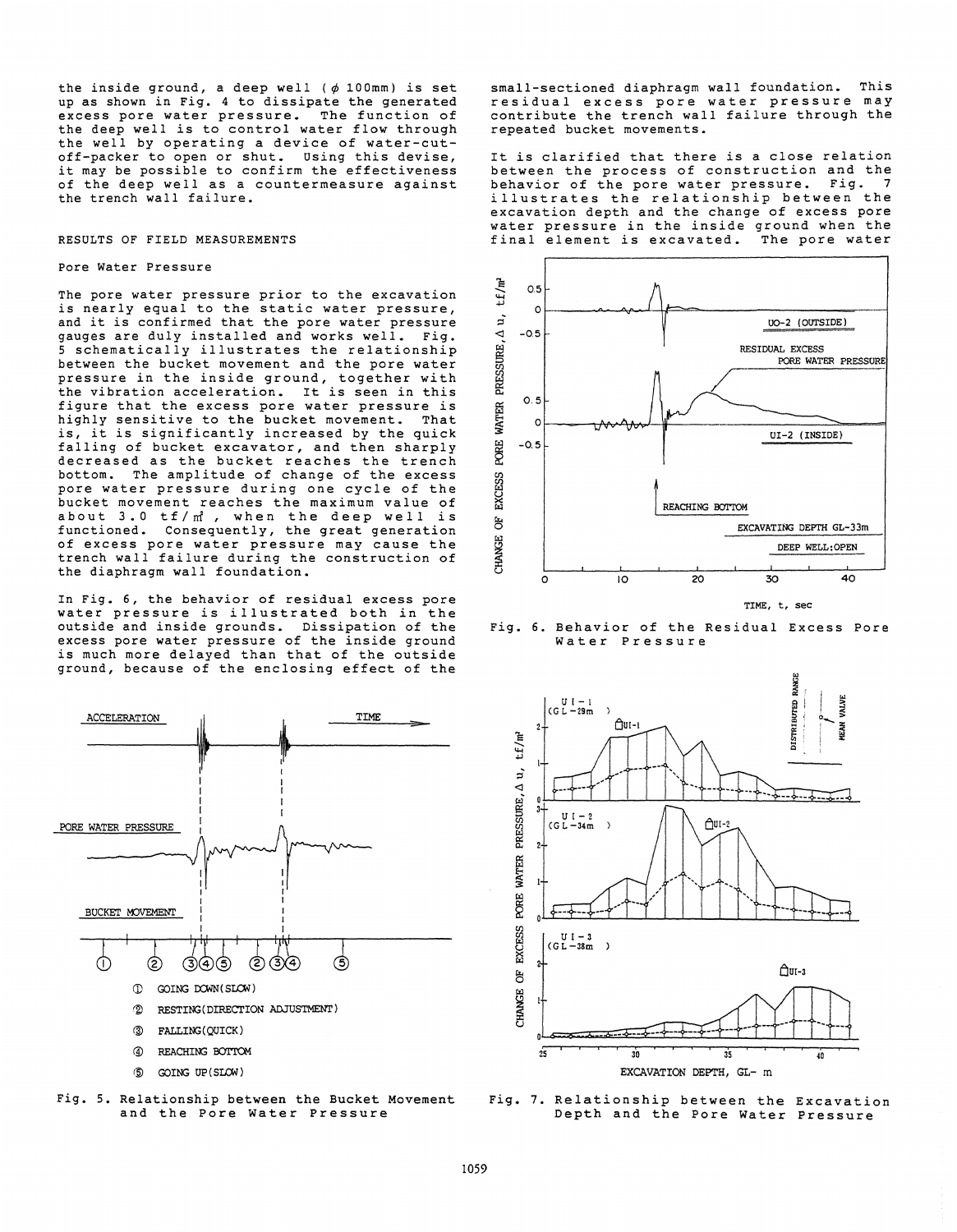the inside ground, a deep well ($\phi$ 100mm) is set up as shown in Fig. 4 to dissipate the generated excess pore water pressure. The function of the deep well is to control water flow through the well by operating a device of water-cut-off-packer to open or shut. Using this devise, it may be possible to confirm the effectiveness of the deep well as a countermeasure against the trench wall failure.

## RESULTS OF FIELD MEASUREMENTS

### Pore Water Pressure

The pore water pressure prior to the excavation is nearly equal to the static water pressure, and it is confirmed that the pore water pressure gauges are duly installed and works well. Fig. 5 schematically illustrates the relationship between the bucket movement and the pore water pressure in the inside ground, together with the vibration acceleration. It is seen in this figure that the excess pore water pressure is highly sensitive to the bucket movement. That is, it is significantly increased by the quick falling of bucket excavator, and then sharply decreased as the bucket reaches the trench bottom. The amplitude of change of the excess pore water pressure during one cycle of the bucket movement reaches the maximum value of about 3.0 tf/m², when the deep well is functioned. Consequently, the great generation of excess pore water pressure may cause the trench wall failure during the construction of the diaphragm wall foundation.

In Fig. 6, the behavior of residual excess pore water pressure is illustrated both in the outside and inside grounds. Dissipation of the excess pore water pressure of the inside ground is much more delayed than that of the outside ground, because of the enclosing effect of the small-sectioned diaphragm wall foundation. This residual excess pore water pressure may contribute the trench wall failure through the repeated bucket movements.

It is clarified that there is a close relation between the process of construction and the behavior of the pore water pressure. Fig. 7 illustrates the relationship between the excavation depth and the change of excess pore water pressure in the inside ground when the final element is excavated. The pore water

ACCELERATION — TIME

PORE WATER PRESSURE

BUCKET MOVEMENT

① GOING DOWN(SLOW)
② RESTING(DIRECTION ADJUSTMENT)
③ FALLING(QUICK)
④ REACHING BOTTOM
⑤ GOING UP(SLOW)

Fig. 5. Relationship between the Bucket Movement and the Pore Water Pressure

Fig. 6. Behavior of the Residual Excess Pore Water Pressure

Fig. 7. Relationship between the Excavation Depth and the Pore Water Pressure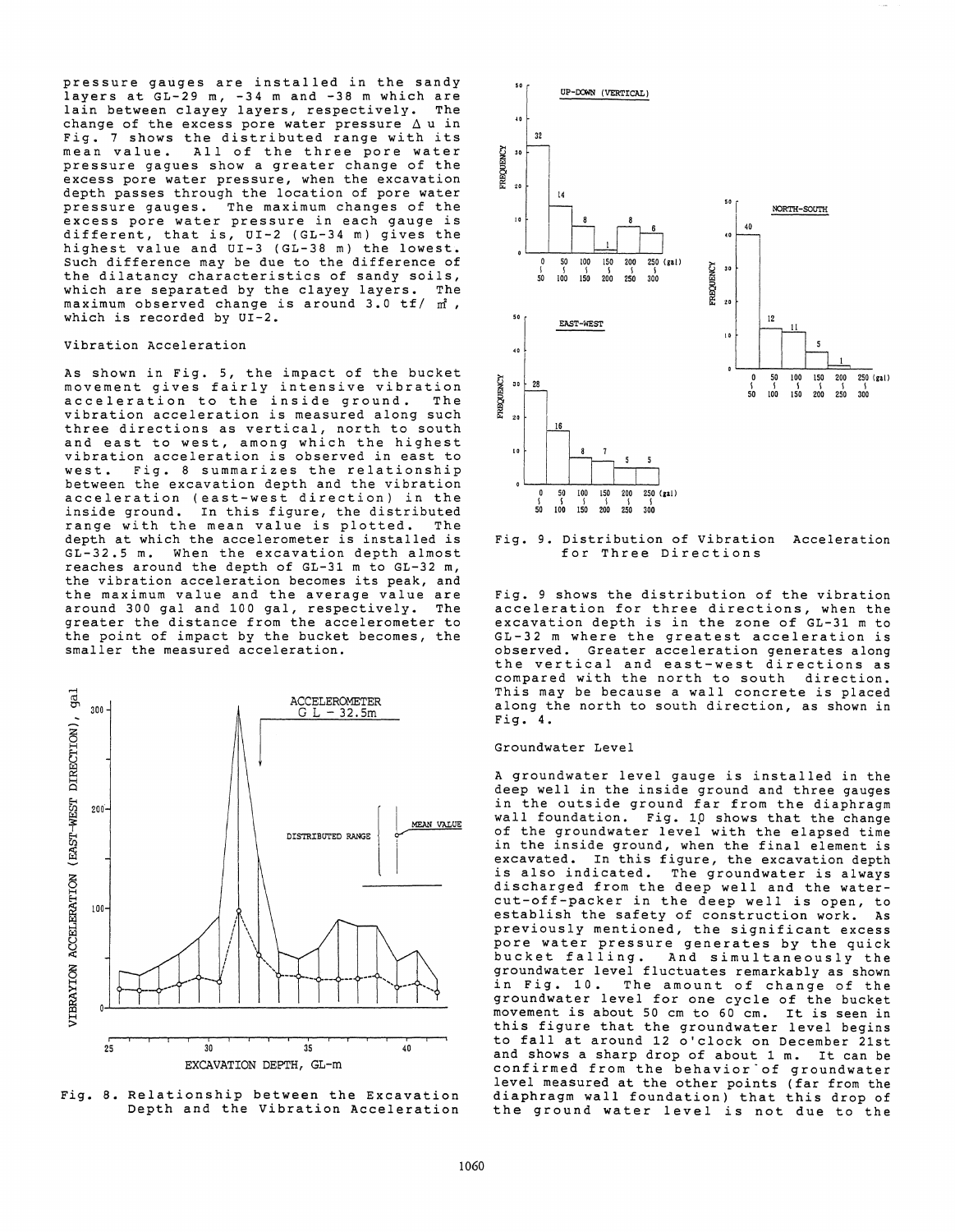pressure gauges are installed in the sandy layers at GL-29 m, -34 m and -38 m which are lain between clayey layers, respectively. The change of the excess pore water pressure $\Delta u$ in Fig. 7 shows the distributed range with its mean value. All of the three pore water pressure gagues show a greater change of the excess pore water pressure, when the excavation depth passes through the location of pore water pressure gauges. The maximum changes of the excess pore water pressure in each gauge is different, that is, UI-2 (GL-34 m) gives the highest value and UI-3 (GL-38 m) the lowest. Such difference may be due to the difference of the dilatancy characteristics of sandy soils, which are separated by the clayey layers. The maximum observed change is around 3.0 tf/ $m^2$, which is recorded by UI-2.

### Vibration Acceleration

As shown in Fig. 5, the impact of the bucket movement gives fairly intensive vibration acceleration to the inside ground. The vibration acceleration is measured along such three directions as vertical, north to south and east to west, among which the highest vibration acceleration is observed in east to west. Fig. 8 summarizes the relationship between the excavation depth and the vibration acceleration (east-west direction) in the inside ground. In this figure, the distributed range with the mean value is plotted. The depth at which the accelerometer is installed is GL-32.5 m. When the excavation depth almost reaches around the depth of GL-31 m to GL-32 m, the vibration acceleration becomes its peak, and the maximum value and the average value are around 300 gal and 100 gal, respectively. The greater the distance from the accelerometer to the point of impact by the bucket becomes, the smaller the measured acceleration.

Fig. 8. Relationship between the Excavation Depth and the Vibration Acceleration

Fig. 9. Distribution of Vibration Acceleration for Three Directions

Fig. 9 shows the distribution of the vibration acceleration for three directions, when the excavation depth is in the zone of GL-31 m to GL-32 m where the greatest acceleration is observed. Greater acceleration generates along the vertical and east-west directions as compared with the north to south direction. This may be because a wall concrete is placed along the north to south direction, as shown in Fig. 4.

### Groundwater Level

A groundwater level gauge is installed in the deep well in the inside ground and three gauges in the outside ground far from the diaphragm wall foundation. Fig. 10 shows that the change of the groundwater level with the elapsed time in the inside ground, when the final element is excavated. In this figure, the excavation depth is also indicated. The groundwater is always discharged from the deep well and the water-cut-off-packer in the deep well is open, to establish the safety of construction work. As previously mentioned, the significant excess pore water pressure generates by the quick bucket falling. And simultaneously the groundwater level fluctuates remarkably as shown in Fig. 10. The amount of change of the groundwater level for one cycle of the bucket movement is about 50 cm to 60 cm. It is seen in this figure that the groundwater level begins to fall at around 12 o'clock on December 21st and shows a sharp drop of about 1 m. It can be confirmed from the behavior of groundwater level measured at the other points (far from the diaphragm wall foundation) that this drop of the ground water level is not due to the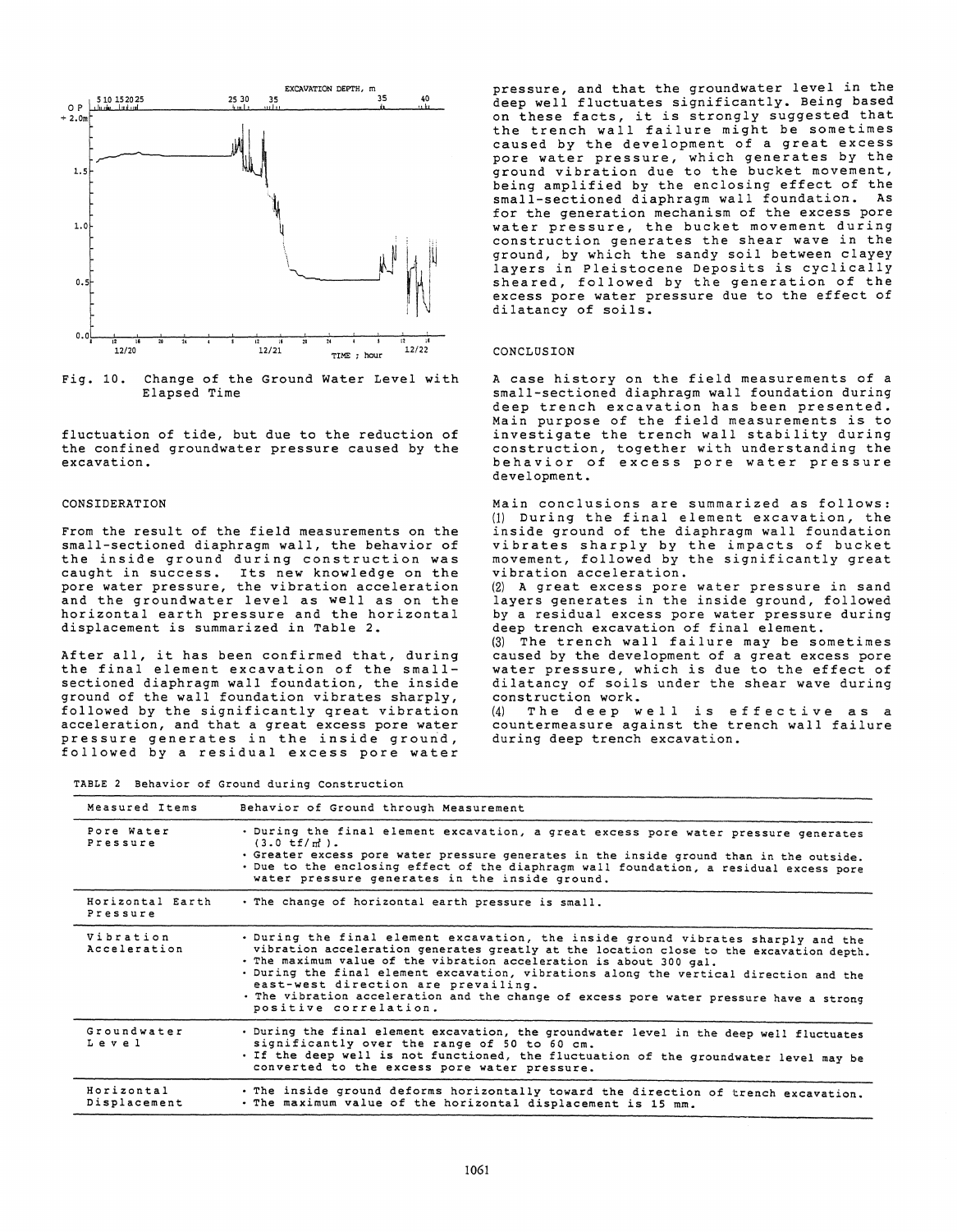EXCAVATION DEPTH, m

5 10 15 20 25 | 25 30 | 35 | 35 | 40

O P

+ 2.0m

1.5

1.0

0.5

0.0

12/20 | 12/21 | 12/22

TIME ; hour

Fig. 10. Change of the Ground Water Level with Elapsed Time

fluctuation of tide, but due to the reduction of the confined groundwater pressure caused by the excavation.

## CONSIDERATION

From the result of the field measurements on the small-sectioned diaphragm wall, the behavior of the inside ground during construction was caught in success. Its new knowledge on the pore water pressure, the vibration acceleration and the groundwater level as well as on the horizontal earth pressure and the horizontal displacement is summarized in Table 2.

After all, it has been confirmed that, during the final element excavation of the small-sectioned diaphragm wall foundation, the inside ground of the wall foundation vibrates sharply, followed by the significantly great vibration acceleration, and that a great excess pore water pressure generates in the inside ground, followed by a residual excess pore water pressure, and that the groundwater level in the deep well fluctuates significantly. Being based on these facts, it is strongly suggested that the trench wall failure might be sometimes caused by the development of a great excess pore water pressure, which generates by the ground vibration due to the bucket movement, being amplified by the enclosing effect of the small-sectioned diaphragm wall foundation. As for the generation mechanism of the excess pore water pressure, the bucket movement during construction generates the shear wave in the ground, by which the sandy soil between clayey layers in Pleistocene Deposits is cyclically sheared, followed by the generation of the excess pore water pressure due to the effect of dilatancy of soils.

## CONCLUSION

A case history on the field measurements of a small-sectioned diaphragm wall foundation during deep trench excavation has been presented. Main purpose of the field measurements is to investigate the trench wall stability during construction, together with understanding the behavior of excess pore water pressure development.

Main conclusions are summarized as follows:

(1) During the final element excavation, the inside ground of the diaphragm wall foundation vibrates sharply by the impacts of bucket movement, followed by the significantly great vibration acceleration.

(2) A great excess pore water pressure in sand layers generates in the inside ground, followed by a residual excess pore water pressure during deep trench excavation of final element.

(3) The trench wall failure may be sometimes caused by the development of a great excess pore water pressure, which is due to the effect of dilatancy of soils under the shear wave during construction work.

(4) The deep well is effective as a countermeasure against the trench wall failure during deep trench excavation.

TABLE 2 Behavior of Ground during Construction

| Measured Items | Behavior of Ground through Measurement |
|---|---|
| Pore Water Pressure | · During the final element excavation, a great excess pore water pressure generates (3.0 tf/m²).<br>· Greater excess pore water pressure generates in the inside ground than in the outside.<br>· Due to the enclosing effect of the diaphragm wall foundation, a residual excess pore water pressure generates in the inside ground. |
| Horizontal Earth Pressure | · The change of horizontal earth pressure is small. |
| Vibration Acceleration | · During the final element excavation, the inside ground vibrates sharply and the vibration acceleration generates greatly at the location close to the excavation depth.<br>· The maximum value of the vibration acceleration is about 300 gal.<br>· During the final element excavation, vibrations along the vertical direction and the east-west direction are prevailing.<br>· The vibration acceleration and the change of excess pore water pressure have a strong positive correlation. |
| Groundwater Level | · During the final element excavation, the groundwater level in the deep well fluctuates significantly over the range of 50 to 60 cm.<br>· If the deep well is not functioned, the fluctuation of the groundwater level may be converted to the excess pore water pressure. |
| Horizontal Displacement | · The inside ground deforms horizontally toward the direction of trench excavation.<br>· The maximum value of the horizontal displacement is 15 mm. |